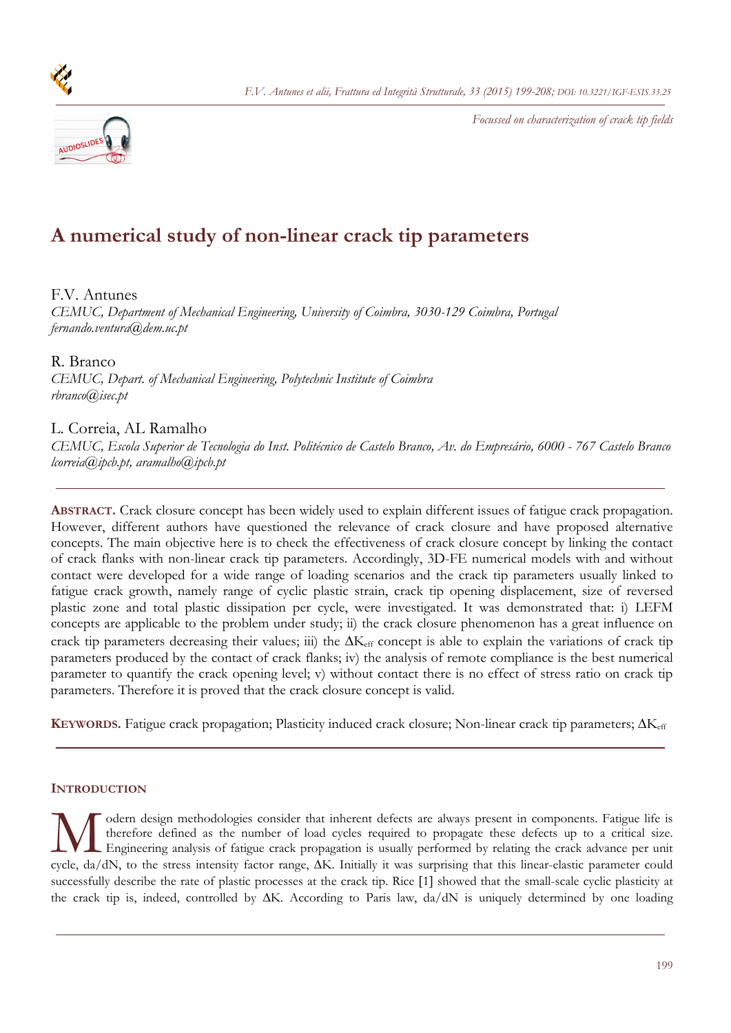Focussed on characterization of crack tip fields

# A numerical study of non-linear crack tip parameters

F.V. Antunes
*CEMUC, Department of Mechanical Engineering, University of Coimbra, 3030-129 Coimbra, Portugal*
*fernando.ventura@dem.uc.pt*

R. Branco
*CEMUC, Depart. of Mechanical Engineering, Polytechnic Institute of Coimbra*
*rbranco@isec.pt*

L. Correia, AL Ramalho
*CEMUC, Escola Superior de Tecnologia do Inst. Politécnico de Castelo Branco, Av. do Empresário, 6000 - 767 Castelo Branco*
*lcorreia@ipcb.pt, aramalho@ipcb.pt*

---

**ABSTRACT.** Crack closure concept has been widely used to explain different issues of fatigue crack propagation. However, different authors have questioned the relevance of crack closure and have proposed alternative concepts. The main objective here is to check the effectiveness of crack closure concept by linking the contact of crack flanks with non-linear crack tip parameters. Accordingly, 3D-FE numerical models with and without contact were developed for a wide range of loading scenarios and the crack tip parameters usually linked to fatigue crack growth, namely range of cyclic plastic strain, crack tip opening displacement, size of reversed plastic zone and total plastic dissipation per cycle, were investigated. It was demonstrated that: i) LEFM concepts are applicable to the problem under study; ii) the crack closure phenomenon has a great influence on crack tip parameters decreasing their values; iii) the $\Delta K_{eff}$ concept is able to explain the variations of crack tip parameters produced by the contact of crack flanks; iv) the analysis of remote compliance is the best numerical parameter to quantify the crack opening level; v) without contact there is no effect of stress ratio on crack tip parameters. Therefore it is proved that the crack closure concept is valid.

**KEYWORDS.** Fatigue crack propagation; Plasticity induced crack closure; Non-linear crack tip parameters; $\Delta K_{eff}$

---

## INTRODUCTION

Modern design methodologies consider that inherent defects are always present in components. Fatigue life is therefore defined as the number of load cycles required to propagate these defects up to a critical size. Engineering analysis of fatigue crack propagation is usually performed by relating the crack advance per unit cycle, da/dN, to the stress intensity factor range, $\Delta K$. Initially it was surprising that this linear-elastic parameter could successfully describe the rate of plastic processes at the crack tip. Rice [1] showed that the small-scale cyclic plasticity at the crack tip is, indeed, controlled by $\Delta K$. According to Paris law, da/dN is uniquely determined by one loading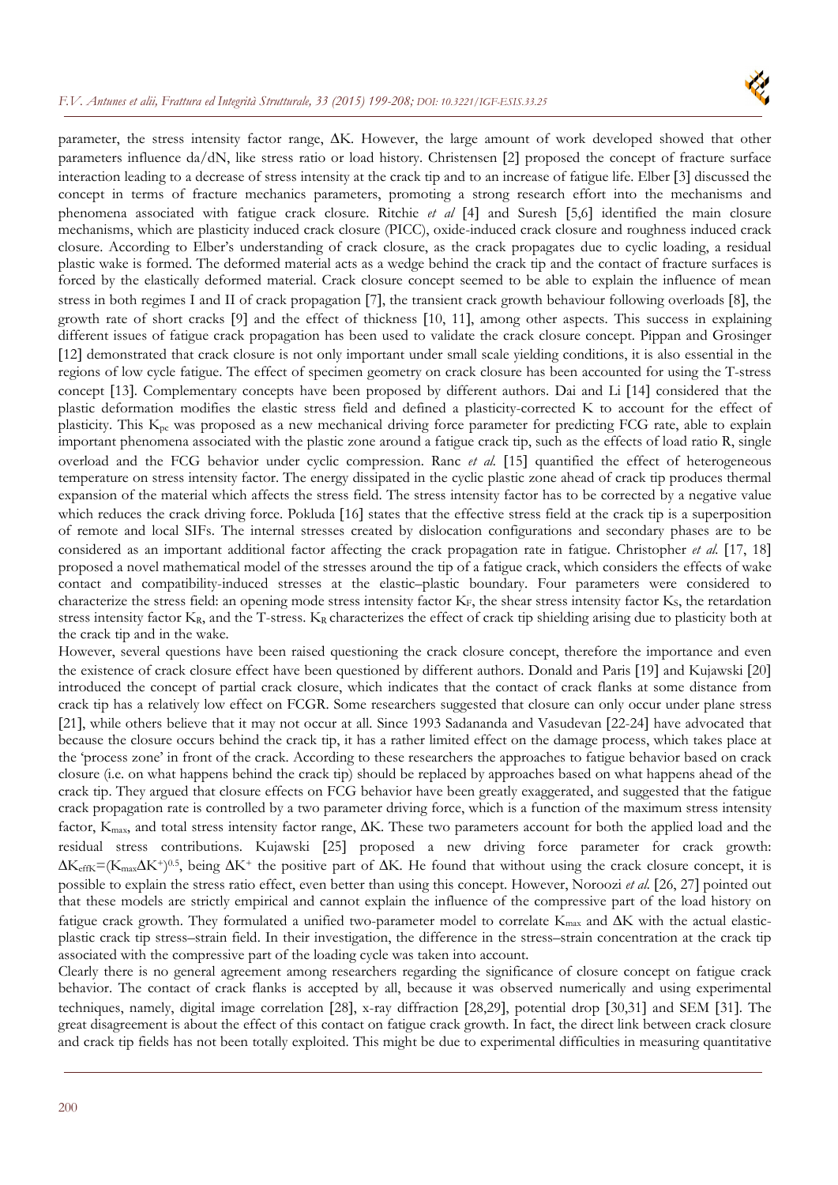parameter, the stress intensity factor range, ΔK. However, the large amount of work developed showed that other parameters influence da/dN, like stress ratio or load history. Christensen [2] proposed the concept of fracture surface interaction leading to a decrease of stress intensity at the crack tip and to an increase of fatigue life. Elber [3] discussed the concept in terms of fracture mechanics parameters, promoting a strong research effort into the mechanisms and phenomena associated with fatigue crack closure. Ritchie *et al* [4] and Suresh [5,6] identified the main closure mechanisms, which are plasticity induced crack closure (PICC), oxide-induced crack closure and roughness induced crack closure. According to Elber's understanding of crack closure, as the crack propagates due to cyclic loading, a residual plastic wake is formed. The deformed material acts as a wedge behind the crack tip and the contact of fracture surfaces is forced by the elastically deformed material. Crack closure concept seemed to be able to explain the influence of mean stress in both regimes I and II of crack propagation [7], the transient crack growth behaviour following overloads [8], the growth rate of short cracks [9] and the effect of thickness [10, 11], among other aspects. This success in explaining different issues of fatigue crack propagation has been used to validate the crack closure concept. Pippan and Grosinger [12] demonstrated that crack closure is not only important under small scale yielding conditions, it is also essential in the regions of low cycle fatigue. The effect of specimen geometry on crack closure has been accounted for using the T-stress concept [13]. Complementary concepts have been proposed by different authors. Dai and Li [14] considered that the plastic deformation modifies the elastic stress field and defined a plasticity-corrected K to account for the effect of plasticity. This $K_{pc}$ was proposed as a new mechanical driving force parameter for predicting FCG rate, able to explain important phenomena associated with the plastic zone around a fatigue crack tip, such as the effects of load ratio R, single overload and the FCG behavior under cyclic compression. Ranc *et al.* [15] quantified the effect of heterogeneous temperature on stress intensity factor. The energy dissipated in the cyclic plastic zone ahead of crack tip produces thermal expansion of the material which affects the stress field. The stress intensity factor has to be corrected by a negative value which reduces the crack driving force. Pokluda [16] states that the effective stress field at the crack tip is a superposition of remote and local SIFs. The internal stresses created by dislocation configurations and secondary phases are to be considered as an important additional factor affecting the crack propagation rate in fatigue. Christopher *et al.* [17, 18] proposed a novel mathematical model of the stresses around the tip of a fatigue crack, which considers the effects of wake contact and compatibility-induced stresses at the elastic–plastic boundary. Four parameters were considered to characterize the stress field: an opening mode stress intensity factor $K_F$, the shear stress intensity factor $K_S$, the retardation stress intensity factor $K_R$, and the T-stress. $K_R$ characterizes the effect of crack tip shielding arising due to plasticity both at the crack tip and in the wake.

However, several questions have been raised questioning the crack closure concept, therefore the importance and even the existence of crack closure effect have been questioned by different authors. Donald and Paris [19] and Kujawski [20] introduced the concept of partial crack closure, which indicates that the contact of crack flanks at some distance from crack tip has a relatively low effect on FCGR. Some researchers suggested that closure can only occur under plane stress [21], while others believe that it may not occur at all. Since 1993 Sadananda and Vasudevan [22-24] have advocated that because the closure occurs behind the crack tip, it has a rather limited effect on the damage process, which takes place at the 'process zone' in front of the crack. According to these researchers the approaches to fatigue behavior based on crack closure (i.e. on what happens behind the crack tip) should be replaced by approaches based on what happens ahead of the crack tip. They argued that closure effects on FCG behavior have been greatly exaggerated, and suggested that the fatigue crack propagation rate is controlled by a two parameter driving force, which is a function of the maximum stress intensity factor, $K_{max}$, and total stress intensity factor range, ΔK. These two parameters account for both the applied load and the residual stress contributions. Kujawski [25] proposed a new driving force parameter for crack growth: $\Delta K_{effK}=(K_{max}\Delta K^{+})^{0.5}$, being $\Delta K^{+}$ the positive part of ΔK. He found that without using the crack closure concept, it is possible to explain the stress ratio effect, even better than using this concept. However, Noroozi *et al.* [26, 27] pointed out that these models are strictly empirical and cannot explain the influence of the compressive part of the load history on fatigue crack growth. They formulated a unified two-parameter model to correlate $K_{max}$ and ΔK with the actual elastic-plastic crack tip stress–strain field. In their investigation, the difference in the stress–strain concentration at the crack tip associated with the compressive part of the loading cycle was taken into account.

Clearly there is no general agreement among researchers regarding the significance of closure concept on fatigue crack behavior. The contact of crack flanks is accepted by all, because it was observed numerically and using experimental techniques, namely, digital image correlation [28], x-ray diffraction [28,29], potential drop [30,31] and SEM [31]. The great disagreement is about the effect of this contact on fatigue crack growth. In fact, the direct link between crack closure and crack tip fields has not been totally exploited. This might be due to experimental difficulties in measuring quantitative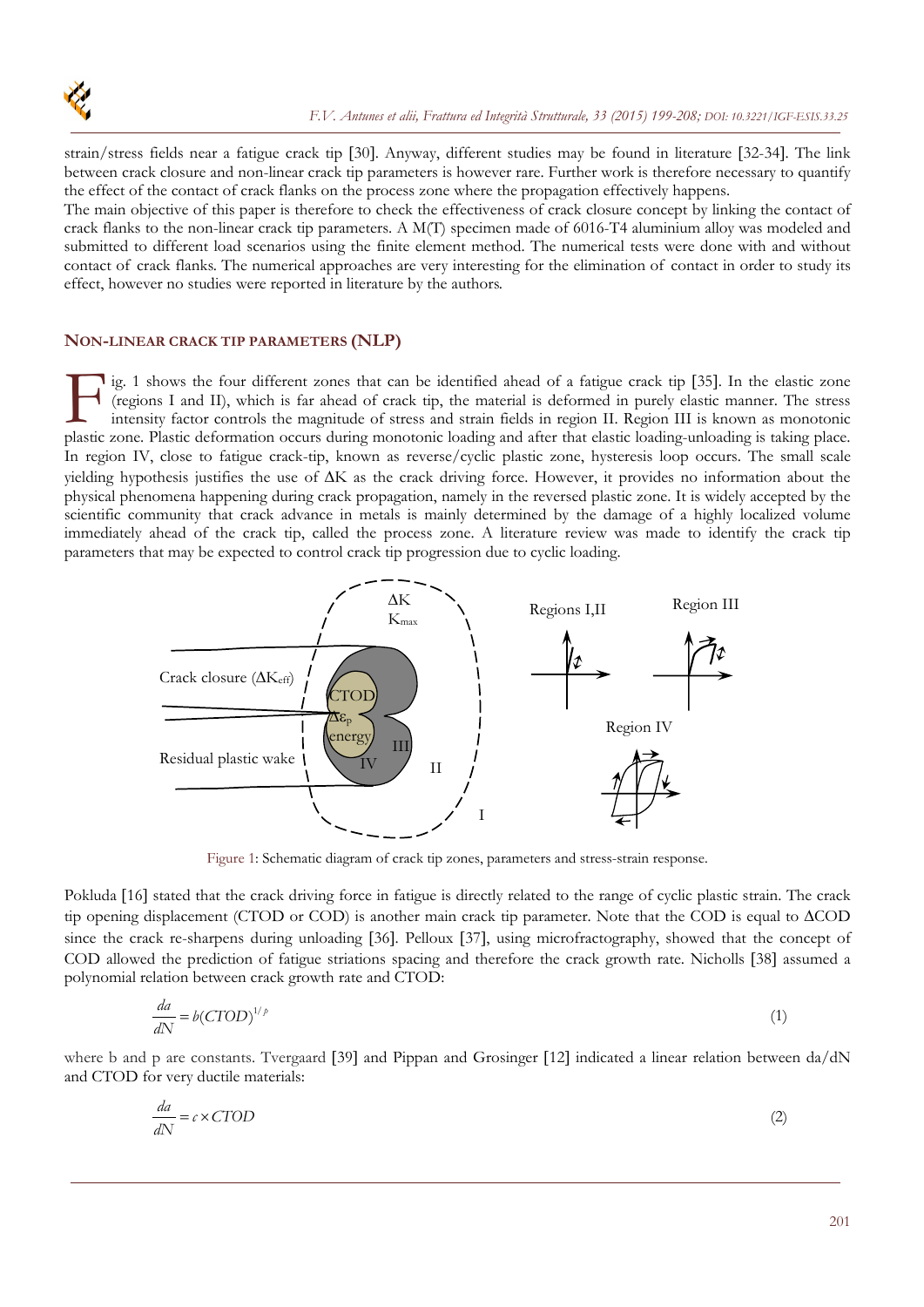strain/stress fields near a fatigue crack tip [30]. Anyway, different studies may be found in literature [32-34]. The link between crack closure and non-linear crack tip parameters is however rare. Further work is therefore necessary to quantify the effect of the contact of crack flanks on the process zone where the propagation effectively happens.

The main objective of this paper is therefore to check the effectiveness of crack closure concept by linking the contact of crack flanks to the non-linear crack tip parameters. A M(T) specimen made of 6016-T4 aluminium alloy was modeled and submitted to different load scenarios using the finite element method. The numerical tests were done with and without contact of crack flanks. The numerical approaches are very interesting for the elimination of contact in order to study its effect, however no studies were reported in literature by the authors.

## NON-LINEAR CRACK TIP PARAMETERS (NLP)

Fig. 1 shows the four different zones that can be identified ahead of a fatigue crack tip [35]. In the elastic zone (regions I and II), which is far ahead of crack tip, the material is deformed in purely elastic manner. The stress intensity factor controls the magnitude of stress and strain fields in region II. Region III is known as monotonic plastic zone. Plastic deformation occurs during monotonic loading and after that elastic loading-unloading is taking place. In region IV, close to fatigue crack-tip, known as reverse/cyclic plastic zone, hysteresis loop occurs. The small scale yielding hypothesis justifies the use of $\Delta K$ as the crack driving force. However, it provides no information about the physical phenomena happening during crack propagation, namely in the reversed plastic zone. It is widely accepted by the scientific community that crack advance in metals is mainly determined by the damage of a highly localized volume immediately ahead of the crack tip, called the process zone. A literature review was made to identify the crack tip parameters that may be expected to control crack tip progression due to cyclic loading.

Figure 1: Schematic diagram of crack tip zones, parameters and stress-strain response.

Pokluda [16] stated that the crack driving force in fatigue is directly related to the range of cyclic plastic strain. The crack tip opening displacement (CTOD or COD) is another main crack tip parameter. Note that the COD is equal to $\Delta$COD since the crack re-sharpens during unloading [36]. Pelloux [37], using microfractography, showed that the concept of COD allowed the prediction of fatigue striations spacing and therefore the crack growth rate. Nicholls [38] assumed a polynomial relation between crack growth rate and CTOD:

$$\frac{da}{dN} = b(CTOD)^{1/p} \tag{1}$$

where b and p are constants. Tvergaard [39] and Pippan and Grosinger [12] indicated a linear relation between da/dN and CTOD for very ductile materials:

$$\frac{da}{dN} = c \times CTOD \tag{2}$$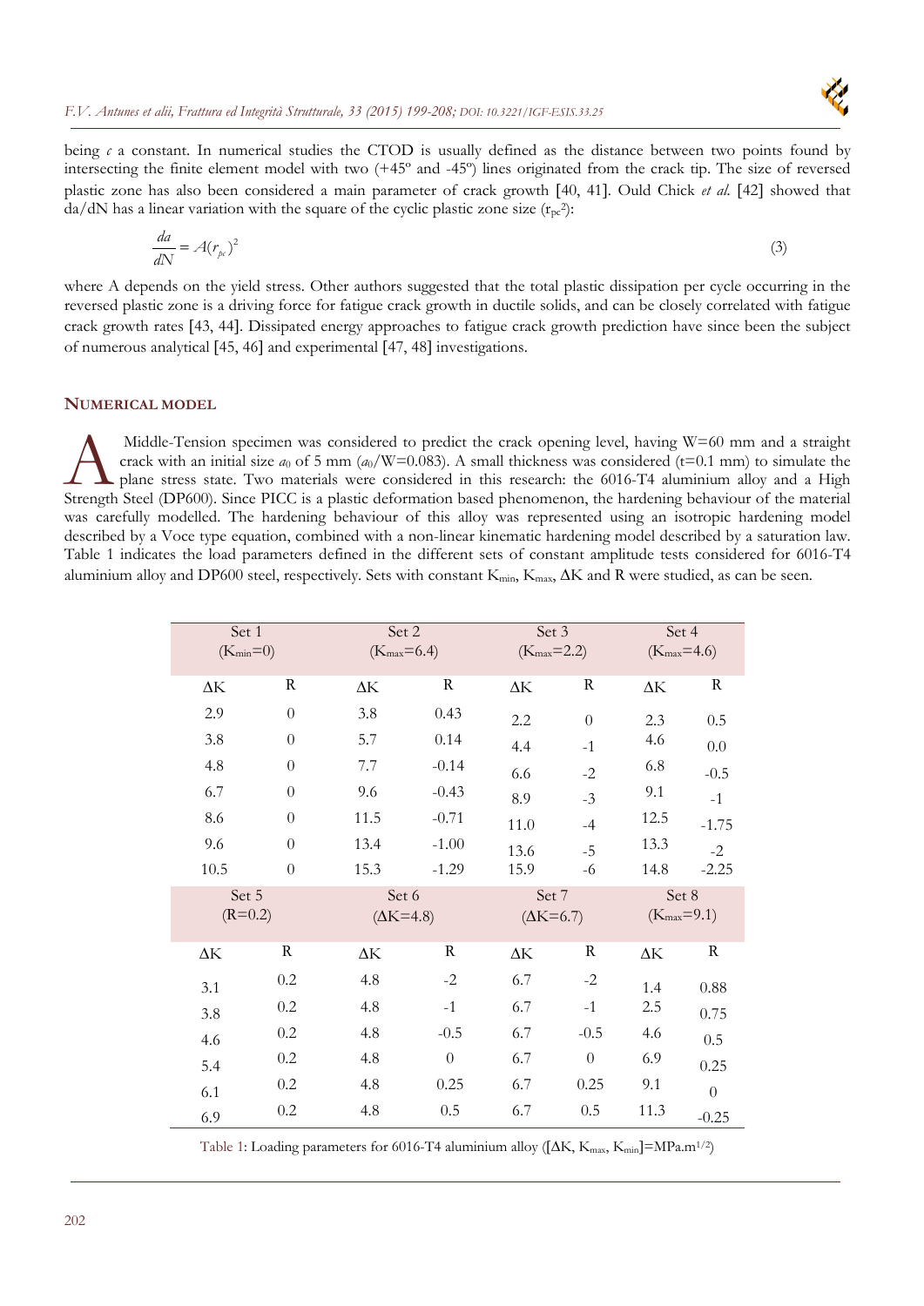being $c$ a constant. In numerical studies the CTOD is usually defined as the distance between two points found by intersecting the finite element model with two (+45º and -45º) lines originated from the crack tip. The size of reversed plastic zone has also been considered a main parameter of crack growth [40, 41]. Ould Chick *et al.* [42] showed that da/dN has a linear variation with the square of the cyclic plastic zone size ($r_{pc}^2$):

$$\frac{da}{dN} = A(r_{pc})^2 \tag{3}$$

where A depends on the yield stress. Other authors suggested that the total plastic dissipation per cycle occurring in the reversed plastic zone is a driving force for fatigue crack growth in ductile solids, and can be closely correlated with fatigue crack growth rates [43, 44]. Dissipated energy approaches to fatigue crack growth prediction have since been the subject of numerous analytical [45, 46] and experimental [47, 48] investigations.

## NUMERICAL MODEL

A Middle-Tension specimen was considered to predict the crack opening level, having W=60 mm and a straight crack with an initial size $a_0$ of 5 mm ($a_0$/W=0.083). A small thickness was considered (t=0.1 mm) to simulate the plane stress state. Two materials were considered in this research: the 6016-T4 aluminium alloy and a High Strength Steel (DP600). Since PICC is a plastic deformation based phenomenon, the hardening behaviour of the material was carefully modelled. The hardening behaviour of this alloy was represented using an isotropic hardening model described by a Voce type equation, combined with a non-linear kinematic hardening model described by a saturation law. Table 1 indicates the load parameters defined in the different sets of constant amplitude tests considered for 6016-T4 aluminium alloy and DP600 steel, respectively. Sets with constant $K_{min}$, $K_{max}$, ΔK and R were studied, as can be seen.

| Set 1 ($K_{min}$=0) | | Set 2 ($K_{max}$=6.4) | | Set 3 ($K_{max}$=2.2) | | Set 4 ($K_{max}$=4.6) | |
|---|---|---|---|---|---|---|---|
| ΔK | R | ΔK | R | ΔK | R | ΔK | R |
| 2.9 | 0 | 3.8 | 0.43 | 2.2 | 0 | 2.3 | 0.5 |
| 3.8 | 0 | 5.7 | 0.14 | 4.4 | -1 | 4.6 | 0.0 |
| 4.8 | 0 | 7.7 | -0.14 | 6.6 | -2 | 6.8 | -0.5 |
| 6.7 | 0 | 9.6 | -0.43 | 8.9 | -3 | 9.1 | -1 |
| 8.6 | 0 | 11.5 | -0.71 | 11.0 | -4 | 12.5 | -1.75 |
| 9.6 | 0 | 13.4 | -1.00 | 13.6 | -5 | 13.3 | -2 |
| 10.5 | 0 | 15.3 | -1.29 | 15.9 | -6 | 14.8 | -2.25 |
| **Set 5 (R=0.2)** | | **Set 6 (ΔK=4.8)** | | **Set 7 (ΔK=6.7)** | | **Set 8 ($K_{max}$=9.1)** | |
| ΔK | R | ΔK | R | ΔK | R | ΔK | R |
| 3.1 | 0.2 | 4.8 | -2 | 6.7 | -2 | 1.4 | 0.88 |
| 3.8 | 0.2 | 4.8 | -1 | 6.7 | -1 | 2.5 | 0.75 |
| 4.6 | 0.2 | 4.8 | -0.5 | 6.7 | -0.5 | 4.6 | 0.5 |
| 5.4 | 0.2 | 4.8 | 0 | 6.7 | 0 | 6.9 | 0.25 |
| 6.1 | 0.2 | 4.8 | 0.25 | 6.7 | 0.25 | 9.1 | 0 |
| 6.9 | 0.2 | 4.8 | 0.5 | 6.7 | 0.5 | 11.3 | -0.25 |

Table 1: Loading parameters for 6016-T4 aluminium alloy ([ΔK, $K_{max}$, $K_{min}$]=MPa.m$^{1/2}$)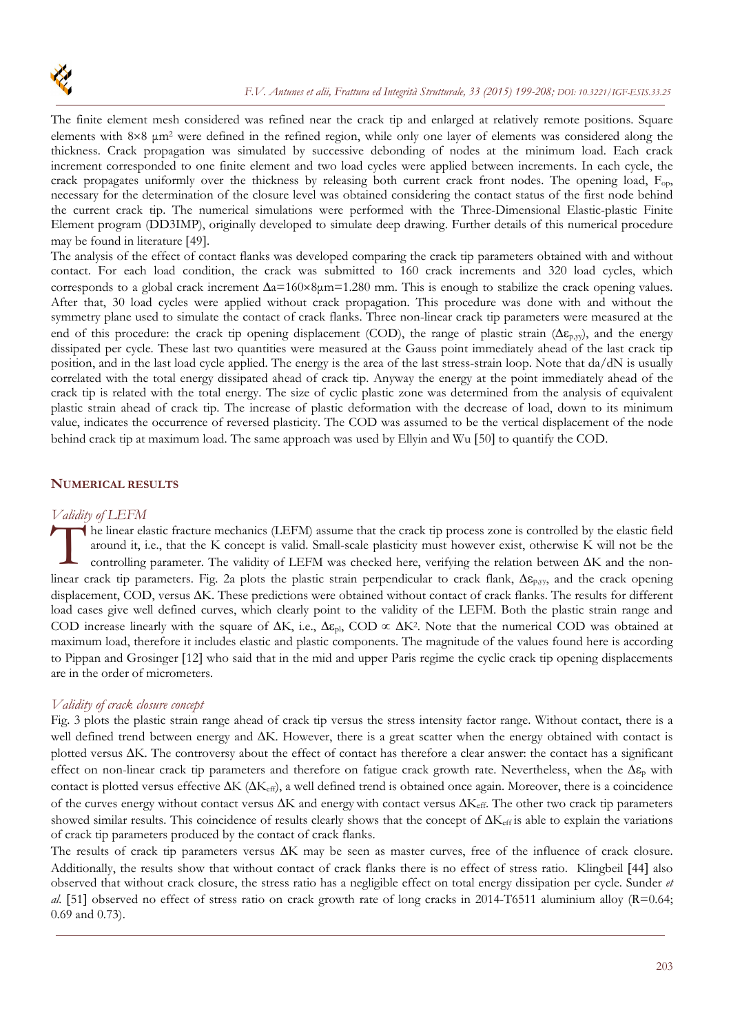The finite element mesh considered was refined near the crack tip and enlarged at relatively remote positions. Square elements with 8×8 μm² were defined in the refined region, while only one layer of elements was considered along the thickness. Crack propagation was simulated by successive debonding of nodes at the minimum load. Each crack increment corresponded to one finite element and two load cycles were applied between increments. In each cycle, the crack propagates uniformly over the thickness by releasing both current crack front nodes. The opening load, $F_{op}$, necessary for the determination of the closure level was obtained considering the contact status of the first node behind the current crack tip. The numerical simulations were performed with the Three-Dimensional Elastic-plastic Finite Element program (DD3IMP), originally developed to simulate deep drawing. Further details of this numerical procedure may be found in literature [49].

The analysis of the effect of contact flanks was developed comparing the crack tip parameters obtained with and without contact. For each load condition, the crack was submitted to 160 crack increments and 320 load cycles, which corresponds to a global crack increment $\Delta a$=160×8μm=1.280 mm. This is enough to stabilize the crack opening values. After that, 30 load cycles were applied without crack propagation. This procedure was done with and without the symmetry plane used to simulate the contact of crack flanks. Three non-linear crack tip parameters were measured at the end of this procedure: the crack tip opening displacement (COD), the range of plastic strain ($\Delta\varepsilon_{p,yy}$), and the energy dissipated per cycle. These last two quantities were measured at the Gauss point immediately ahead of the last crack tip position, and in the last load cycle applied. The energy is the area of the last stress-strain loop. Note that da/dN is usually correlated with the total energy dissipated ahead of crack tip. Anyway the energy at the point immediately ahead of the crack tip is related with the total energy. The size of cyclic plastic zone was determined from the analysis of equivalent plastic strain ahead of crack tip. The increase of plastic deformation with the decrease of load, down to its minimum value, indicates the occurrence of reversed plasticity. The COD was assumed to be the vertical displacement of the node behind crack tip at maximum load. The same approach was used by Ellyin and Wu [50] to quantify the COD.

## NUMERICAL RESULTS

### *Validity of LEFM*

The linear elastic fracture mechanics (LEFM) assume that the crack tip process zone is controlled by the elastic field around it, i.e., that the K concept is valid. Small-scale plasticity must however exist, otherwise K will not be the controlling parameter. The validity of LEFM was checked here, verifying the relation between $\Delta K$ and the non-linear crack tip parameters. Fig. 2a plots the plastic strain perpendicular to crack flank, $\Delta\varepsilon_{p,yy}$, and the crack opening displacement, COD, versus $\Delta K$. These predictions were obtained without contact of crack flanks. The results for different load cases give well defined curves, which clearly point to the validity of the LEFM. Both the plastic strain range and COD increase linearly with the square of $\Delta K$, i.e., $\Delta\varepsilon_{pl}$, COD $\propto \Delta K^2$. Note that the numerical COD was obtained at maximum load, therefore it includes elastic and plastic components. The magnitude of the values found here is according to Pippan and Grosinger [12] who said that in the mid and upper Paris regime the cyclic crack tip opening displacements are in the order of micrometers.

### *Validity of crack closure concept*

Fig. 3 plots the plastic strain range ahead of crack tip versus the stress intensity factor range. Without contact, there is a well defined trend between energy and $\Delta K$. However, there is a great scatter when the energy obtained with contact is plotted versus $\Delta K$. The controversy about the effect of contact has therefore a clear answer: the contact has a significant effect on non-linear crack tip parameters and therefore on fatigue crack growth rate. Nevertheless, when the $\Delta\varepsilon_p$ with contact is plotted versus effective $\Delta K$ ($\Delta K_{eff}$), a well defined trend is obtained once again. Moreover, there is a coincidence of the curves energy without contact versus $\Delta K$ and energy with contact versus $\Delta K_{eff}$. The other two crack tip parameters showed similar results. This coincidence of results clearly shows that the concept of $\Delta K_{eff}$ is able to explain the variations of crack tip parameters produced by the contact of crack flanks.

The results of crack tip parameters versus $\Delta K$ may be seen as master curves, free of the influence of crack closure. Additionally, the results show that without contact of crack flanks there is no effect of stress ratio. Klingbeil [44] also observed that without crack closure, the stress ratio has a negligible effect on total energy dissipation per cycle. Sunder *et al.* [51] observed no effect of stress ratio on crack growth rate of long cracks in 2014-T6511 aluminium alloy (R=0.64; 0.69 and 0.73).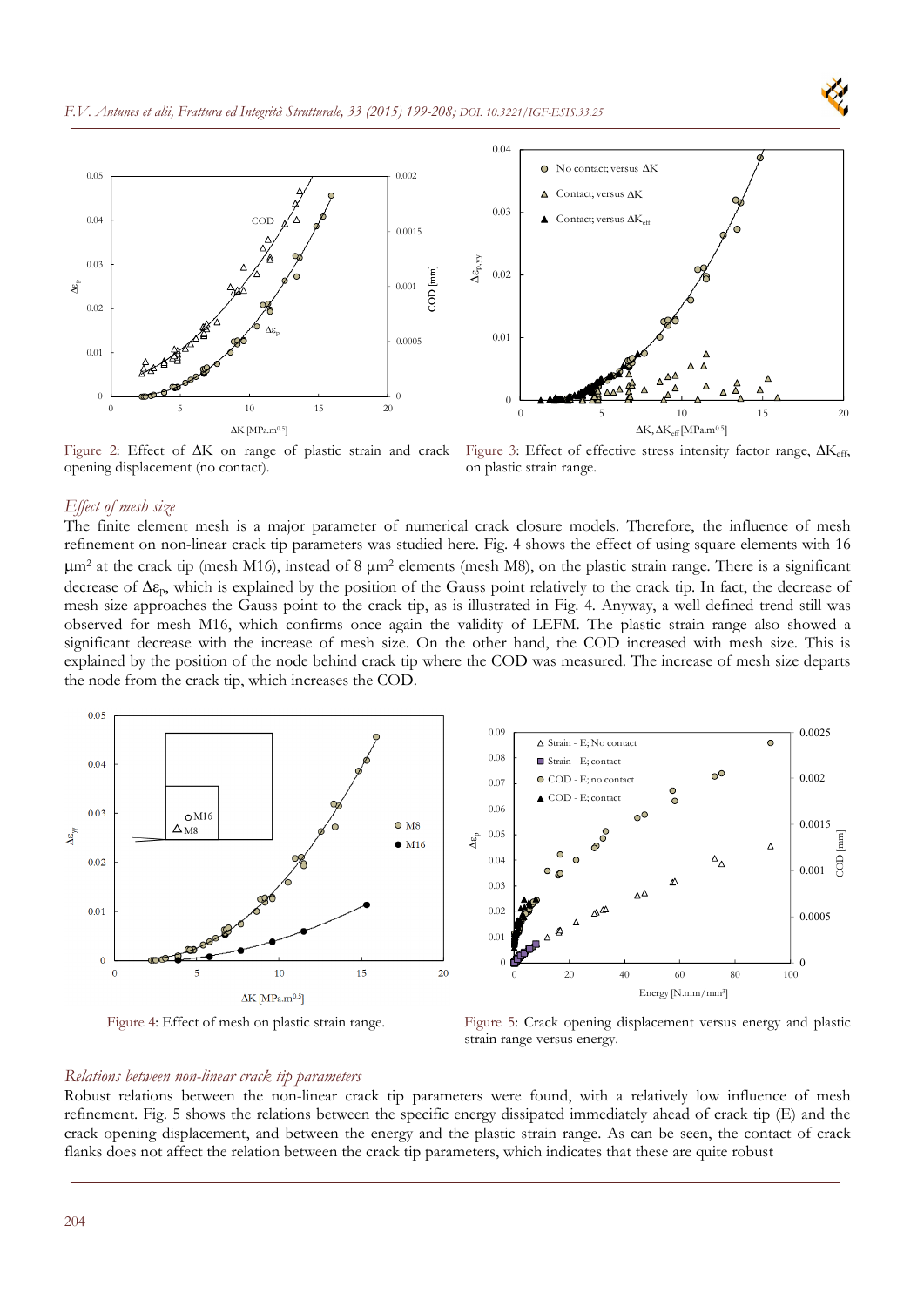Figure 2: Effect of $\Delta K$ on range of plastic strain and crack opening displacement (no contact).

Figure 3: Effect of effective stress intensity factor range, $\Delta K_{eff}$, on plastic strain range.

### *Effect of mesh size*

The finite element mesh is a major parameter of numerical crack closure models. Therefore, the influence of mesh refinement on non-linear crack tip parameters was studied here. Fig. 4 shows the effect of using square elements with 16 $\mu m^2$ at the crack tip (mesh M16), instead of 8 $\mu m^2$ elements (mesh M8), on the plastic strain range. There is a significant decrease of $\Delta\varepsilon_p$, which is explained by the position of the Gauss point relatively to the crack tip. In fact, the decrease of mesh size approaches the Gauss point to the crack tip, as is illustrated in Fig. 4. Anyway, a well defined trend still was observed for mesh M16, which confirms once again the validity of LEFM. The plastic strain range also showed a significant decrease with the increase of mesh size. On the other hand, the COD increased with mesh size. This is explained by the position of the node behind crack tip where the COD was measured. The increase of mesh size departs the node from the crack tip, which increases the COD.

Figure 4: Effect of mesh on plastic strain range.

Figure 5: Crack opening displacement versus energy and plastic strain range versus energy.

### *Relations between non-linear crack tip parameters*

Robust relations between the non-linear crack tip parameters were found, with a relatively low influence of mesh refinement. Fig. 5 shows the relations between the specific energy dissipated immediately ahead of crack tip (E) and the crack opening displacement, and between the energy and the plastic strain range. As can be seen, the contact of crack flanks does not affect the relation between the crack tip parameters, which indicates that these are quite robust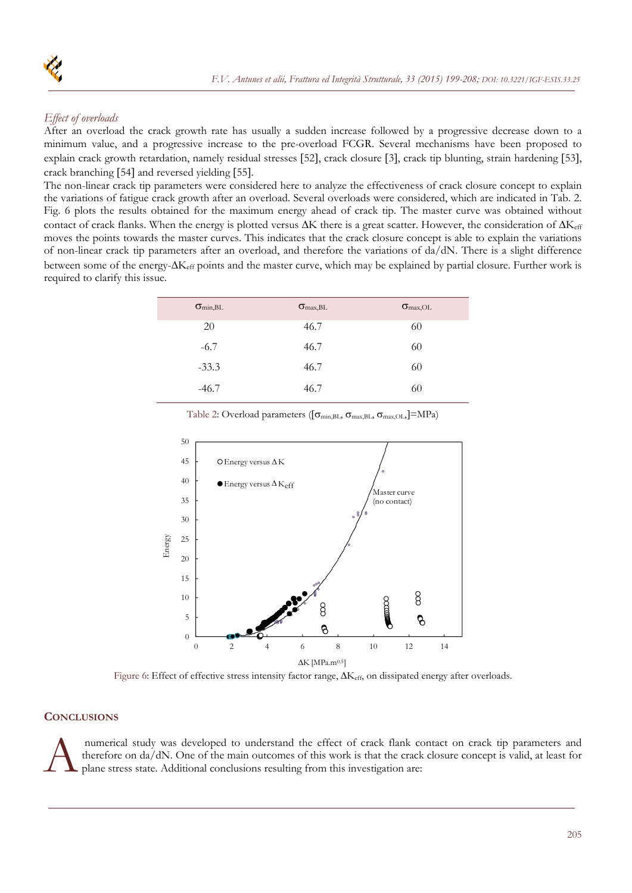*Effect of overloads*

After an overload the crack growth rate has usually a sudden increase followed by a progressive decrease down to a minimum value, and a progressive increase to the pre-overload FCGR. Several mechanisms have been proposed to explain crack growth retardation, namely residual stresses [52], crack closure [3], crack tip blunting, strain hardening [53], crack branching [54] and reversed yielding [55].

The non-linear crack tip parameters were considered here to analyze the effectiveness of crack closure concept to explain the variations of fatigue crack growth after an overload. Several overloads were considered, which are indicated in Tab. 2. Fig. 6 plots the results obtained for the maximum energy ahead of crack tip. The master curve was obtained without contact of crack flanks. When the energy is plotted versus $\Delta K$ there is a great scatter. However, the consideration of $\Delta K_{eff}$ moves the points towards the master curves. This indicates that the crack closure concept is able to explain the variations of non-linear crack tip parameters after an overload, and therefore the variations of da/dN. There is a slight difference between some of the energy-$\Delta K_{eff}$ points and the master curve, which may be explained by partial closure. Further work is required to clarify this issue.

| $\sigma_{min,BL}$ | $\sigma_{max,BL}$ | $\sigma_{max,OL}$ |
|---|---|---|
| 20 | 46.7 | 60 |
| -6.7 | 46.7 | 60 |
| -33.3 | 46.7 | 60 |
| -46.7 | 46.7 | 60 |

Table 2: Overload parameters ([$\sigma_{min,BL}$, $\sigma_{max,BL}$, $\sigma_{max,OL}$,]=MPa)

Figure 6: Effect of effective stress intensity factor range, $\Delta K_{eff}$, on dissipated energy after overloads.

## CONCLUSIONS

A numerical study was developed to understand the effect of crack flank contact on crack tip parameters and therefore on da/dN. One of the main outcomes of this work is that the crack closure concept is valid, at least for plane stress state. Additional conclusions resulting from this investigation are: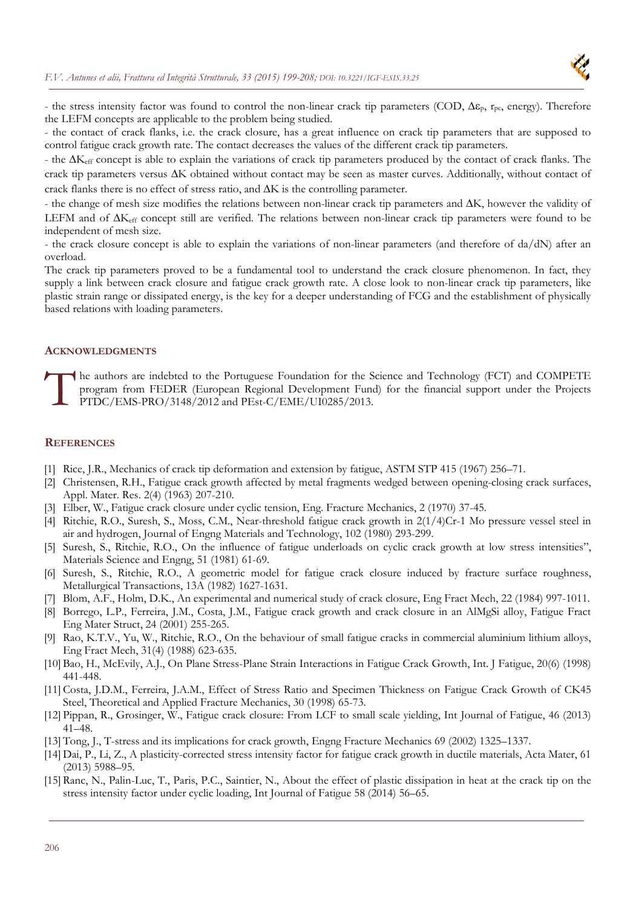- the stress intensity factor was found to control the non-linear crack tip parameters (COD, $\Delta\varepsilon_p$, $r_{pc}$, energy). Therefore the LEFM concepts are applicable to the problem being studied.

- the contact of crack flanks, i.e. the crack closure, has a great influence on crack tip parameters that are supposed to control fatigue crack growth rate. The contact decreases the values of the different crack tip parameters.

- the $\Delta K_{eff}$ concept is able to explain the variations of crack tip parameters produced by the contact of crack flanks. The crack tip parameters versus $\Delta K$ obtained without contact may be seen as master curves. Additionally, without contact of crack flanks there is no effect of stress ratio, and $\Delta K$ is the controlling parameter.

- the change of mesh size modifies the relations between non-linear crack tip parameters and $\Delta K$, however the validity of LEFM and of $\Delta K_{eff}$ concept still are verified. The relations between non-linear crack tip parameters were found to be independent of mesh size.

- the crack closure concept is able to explain the variations of non-linear parameters (and therefore of da/dN) after an overload.

The crack tip parameters proved to be a fundamental tool to understand the crack closure phenomenon. In fact, they supply a link between crack closure and fatigue crack growth rate. A close look to non-linear crack tip parameters, like plastic strain range or dissipated energy, is the key for a deeper understanding of FCG and the establishment of physically based relations with loading parameters.

## ACKNOWLEDGMENTS

The authors are indebted to the Portuguese Foundation for the Science and Technology (FCT) and COMPETE program from FEDER (European Regional Development Fund) for the financial support under the Projects PTDC/EMS-PRO/3148/2012 and PEst-C/EME/UI0285/2013.

## REFERENCES

[1] Rice, J.R., Mechanics of crack tip deformation and extension by fatigue, ASTM STP 415 (1967) 256–71.

[2] Christensen, R.H., Fatigue crack growth affected by metal fragments wedged between opening-closing crack surfaces, Appl. Mater. Res. 2(4) (1963) 207-210.

[3] Elber, W., Fatigue crack closure under cyclic tension, Eng. Fracture Mechanics, 2 (1970) 37-45.

[4] Ritchie, R.O., Suresh, S., Moss, C.M., Near-threshold fatigue crack growth in 2(1/4)Cr-1 Mo pressure vessel steel in air and hydrogen, Journal of Engng Materials and Technology, 102 (1980) 293-299.

[5] Suresh, S., Ritchie, R.O., On the influence of fatigue underloads on cyclic crack growth at low stress intensities", Materials Science and Engng, 51 (1981) 61-69.

[6] Suresh, S., Ritchie, R.O., A geometric model for fatigue crack closure induced by fracture surface roughness, Metallurgical Transactions, 13A (1982) 1627-1631.

[7] Blom, A.F., Holm, D.K., An experimental and numerical study of crack closure, Eng Fract Mech, 22 (1984) 997-1011.

[8] Borrego, L.P., Ferreira, J.M., Costa, J.M., Fatigue crack growth and crack closure in an AlMgSi alloy, Fatigue Fract Eng Mater Struct, 24 (2001) 255-265.

[9] Rao, K.T.V., Yu, W., Ritchie, R.O., On the behaviour of small fatigue cracks in commercial aluminium lithium alloys, Eng Fract Mech, 31(4) (1988) 623-635.

[10] Bao, H., McEvily, A.J., On Plane Stress-Plane Strain Interactions in Fatigue Crack Growth, Int. J Fatigue, 20(6) (1998) 441-448.

[11] Costa, J.D.M., Ferreira, J.A.M., Effect of Stress Ratio and Specimen Thickness on Fatigue Crack Growth of CK45 Steel, Theoretical and Applied Fracture Mechanics, 30 (1998) 65-73.

[12] Pippan, R., Grosinger, W., Fatigue crack closure: From LCF to small scale yielding, Int Journal of Fatigue, 46 (2013) 41–48.

[13] Tong, J., T-stress and its implications for crack growth, Engng Fracture Mechanics 69 (2002) 1325–1337.

[14] Dai, P., Li, Z., A plasticity-corrected stress intensity factor for fatigue crack growth in ductile materials, Acta Mater, 61 (2013) 5988–95.

[15] Ranc, N., Palin-Luc, T., Paris, P.C., Saintier, N., About the effect of plastic dissipation in heat at the crack tip on the stress intensity factor under cyclic loading, Int Journal of Fatigue 58 (2014) 56–65.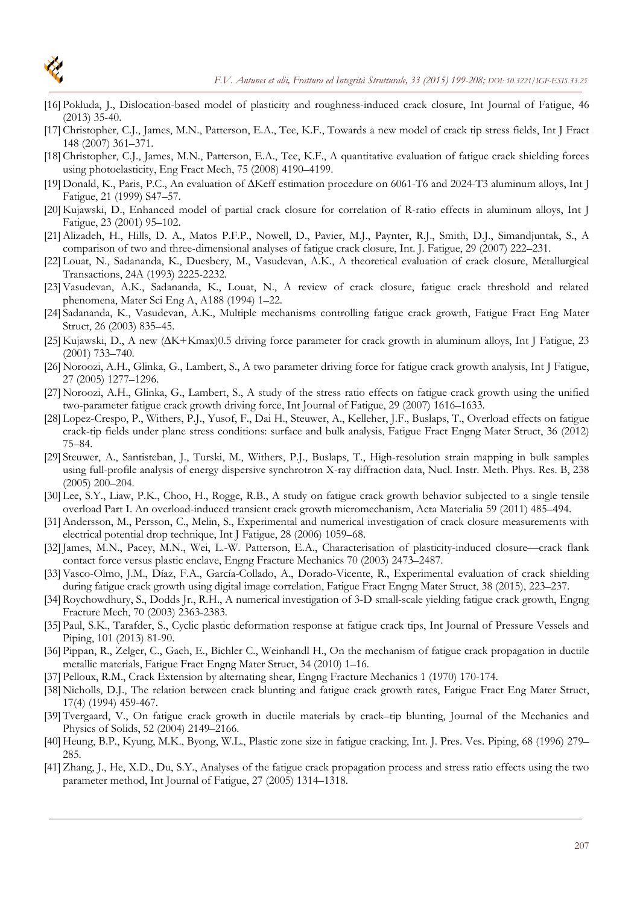[16] Pokluda, J., Dislocation-based model of plasticity and roughness-induced crack closure, Int Journal of Fatigue, 46 (2013) 35-40.

[17] Christopher, C.J., James, M.N., Patterson, E.A., Tee, K.F., Towards a new model of crack tip stress fields, Int J Fract 148 (2007) 361–371.

[18] Christopher, C.J., James, M.N., Patterson, E.A., Tee, K.F., A quantitative evaluation of fatigue crack shielding forces using photoelasticity, Eng Fract Mech, 75 (2008) 4190–4199.

[19] Donald, K., Paris, P.C., An evaluation of $\Delta K_{eff}$ estimation procedure on 6061-T6 and 2024-T3 aluminum alloys, Int J Fatigue, 21 (1999) S47–57.

[20] Kujawski, D., Enhanced model of partial crack closure for correlation of R-ratio effects in aluminum alloys, Int J Fatigue, 23 (2001) 95–102.

[21] Alizadeh, H., Hills, D. A., Matos P.F.P., Nowell, D., Pavier, M.J., Paynter, R.J., Smith, D.J., Simandjuntak, S., A comparison of two and three-dimensional analyses of fatigue crack closure, Int. J. Fatigue, 29 (2007) 222–231.

[22] Louat, N., Sadananda, K., Duesbery, M., Vasudevan, A.K., A theoretical evaluation of crack closure, Metallurgical Transactions, 24A (1993) 2225-2232.

[23] Vasudevan, A.K., Sadananda, K., Louat, N., A review of crack closure, fatigue crack threshold and related phenomena, Mater Sci Eng A, A188 (1994) 1–22.

[24] Sadananda, K., Vasudevan, A.K., Multiple mechanisms controlling fatigue crack growth, Fatigue Fract Eng Mater Struct, 26 (2003) 835–45.

[25] Kujawski, D., A new $(\Delta K+K_{max})^{0.5}$ driving force parameter for crack growth in aluminum alloys, Int J Fatigue, 23 (2001) 733–740.

[26] Noroozi, A.H., Glinka, G., Lambert, S., A two parameter driving force for fatigue crack growth analysis, Int J Fatigue, 27 (2005) 1277–1296.

[27] Noroozi, A.H., Glinka, G., Lambert, S., A study of the stress ratio effects on fatigue crack growth using the unified two-parameter fatigue crack growth driving force, Int Journal of Fatigue, 29 (2007) 1616–1633.

[28] Lopez-Crespo, P., Withers, P.J., Yusof, F., Dai H., Steuwer, A., Kelleher, J.F., Buslaps, T., Overload effects on fatigue crack-tip fields under plane stress conditions: surface and bulk analysis, Fatigue Fract Engng Mater Struct, 36 (2012) 75–84.

[29] Steuwer, A., Santisteban, J., Turski, M., Withers, P.J., Buslaps, T., High-resolution strain mapping in bulk samples using full-profile analysis of energy dispersive synchrotron X-ray diffraction data, Nucl. Instr. Meth. Phys. Res. B, 238 (2005) 200–204.

[30] Lee, S.Y., Liaw, P.K., Choo, H., Rogge, R.B., A study on fatigue crack growth behavior subjected to a single tensile overload Part I. An overload-induced transient crack growth micromechanism, Acta Materialia 59 (2011) 485–494.

[31] Andersson, M., Persson, C., Melin, S., Experimental and numerical investigation of crack closure measurements with electrical potential drop technique, Int J Fatigue, 28 (2006) 1059–68.

[32] James, M.N., Pacey, M.N., Wei, L.-W. Patterson, E.A., Characterisation of plasticity-induced closure—crack flank contact force versus plastic enclave, Engng Fracture Mechanics 70 (2003) 2473–2487.

[33] Vasco-Olmo, J.M., Díaz, F.A., García-Collado, A., Dorado-Vicente, R., Experimental evaluation of crack shielding during fatigue crack growth using digital image correlation, Fatigue Fract Engng Mater Struct, 38 (2015), 223–237.

[34] Roychowdhury, S., Dodds Jr., R.H., A numerical investigation of 3-D small-scale yielding fatigue crack growth, Engng Fracture Mech, 70 (2003) 2363-2383.

[35] Paul, S.K., Tarafder, S., Cyclic plastic deformation response at fatigue crack tips, Int Journal of Pressure Vessels and Piping, 101 (2013) 81-90.

[36] Pippan, R., Zelger, C., Gach, E., Bichler C., Weinhandl H., On the mechanism of fatigue crack propagation in ductile metallic materials, Fatigue Fract Engng Mater Struct, 34 (2010) 1–16.

[37] Pelloux, R.M., Crack Extension by alternating shear, Engng Fracture Mechanics 1 (1970) 170-174.

[38] Nicholls, D.J., The relation between crack blunting and fatigue crack growth rates, Fatigue Fract Eng Mater Struct, 17(4) (1994) 459-467.

[39] Tvergaard, V., On fatigue crack growth in ductile materials by crack–tip blunting, Journal of the Mechanics and Physics of Solids, 52 (2004) 2149–2166.

[40] Heung, B.P., Kyung, M.K., Byong, W.L., Plastic zone size in fatigue cracking, Int. J. Pres. Ves. Piping, 68 (1996) 279–285.

[41] Zhang, J., He, X.D., Du, S.Y., Analyses of the fatigue crack propagation process and stress ratio effects using the two parameter method, Int Journal of Fatigue, 27 (2005) 1314–1318.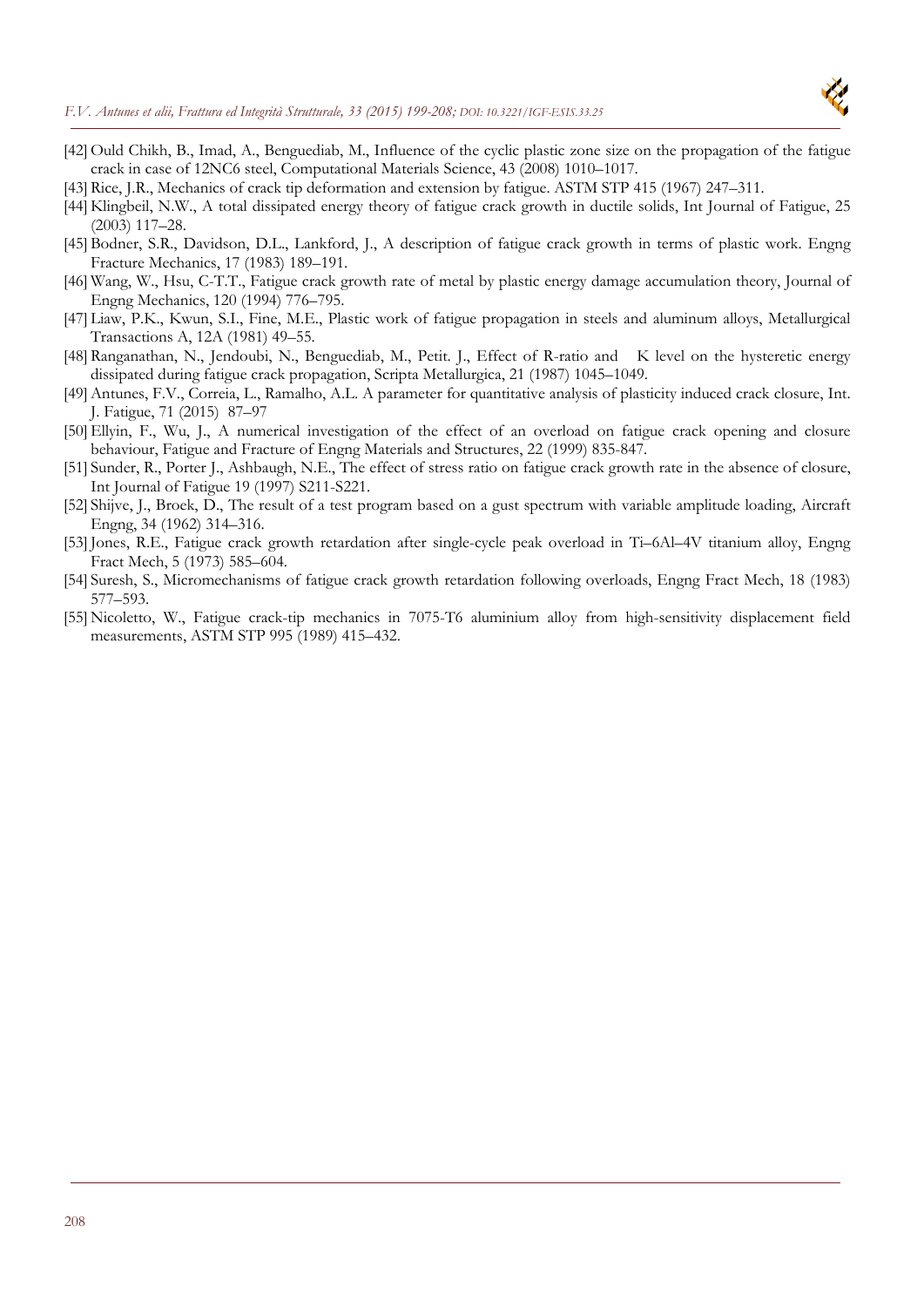[42] Ould Chikh, B., Imad, A., Benguediab, M., Influence of the cyclic plastic zone size on the propagation of the fatigue crack in case of 12NC6 steel, Computational Materials Science, 43 (2008) 1010–1017.

[43] Rice, J.R., Mechanics of crack tip deformation and extension by fatigue. ASTM STP 415 (1967) 247–311.

[44] Klingbeil, N.W., A total dissipated energy theory of fatigue crack growth in ductile solids, Int Journal of Fatigue, 25 (2003) 117–28.

[45] Bodner, S.R., Davidson, D.L., Lankford, J., A description of fatigue crack growth in terms of plastic work. Engng Fracture Mechanics, 17 (1983) 189–191.

[46] Wang, W., Hsu, C-T.T., Fatigue crack growth rate of metal by plastic energy damage accumulation theory, Journal of Engng Mechanics, 120 (1994) 776–795.

[47] Liaw, P.K., Kwun, S.I., Fine, M.E., Plastic work of fatigue propagation in steels and aluminum alloys, Metallurgical Transactions A, 12A (1981) 49–55.

[48] Ranganathan, N., Jendoubi, N., Benguediab, M., Petit. J., Effect of R-ratio and K level on the hysteretic energy dissipated during fatigue crack propagation, Scripta Metallurgica, 21 (1987) 1045–1049.

[49] Antunes, F.V., Correia, L., Ramalho, A.L. A parameter for quantitative analysis of plasticity induced crack closure, Int. J. Fatigue, 71 (2015) 87–97

[50] Ellyin, F., Wu, J., A numerical investigation of the effect of an overload on fatigue crack opening and closure behaviour, Fatigue and Fracture of Engng Materials and Structures, 22 (1999) 835-847.

[51] Sunder, R., Porter J., Ashbaugh, N.E., The effect of stress ratio on fatigue crack growth rate in the absence of closure, Int Journal of Fatigue 19 (1997) S211-S221.

[52] Shijve, J., Broek, D., The result of a test program based on a gust spectrum with variable amplitude loading, Aircraft Engng, 34 (1962) 314–316.

[53] Jones, R.E., Fatigue crack growth retardation after single-cycle peak overload in Ti–6Al–4V titanium alloy, Engng Fract Mech, 5 (1973) 585–604.

[54] Suresh, S., Micromechanisms of fatigue crack growth retardation following overloads, Engng Fract Mech, 18 (1983) 577–593.

[55] Nicoletto, W., Fatigue crack-tip mechanics in 7075-T6 aluminium alloy from high-sensitivity displacement field measurements, ASTM STP 995 (1989) 415–432.